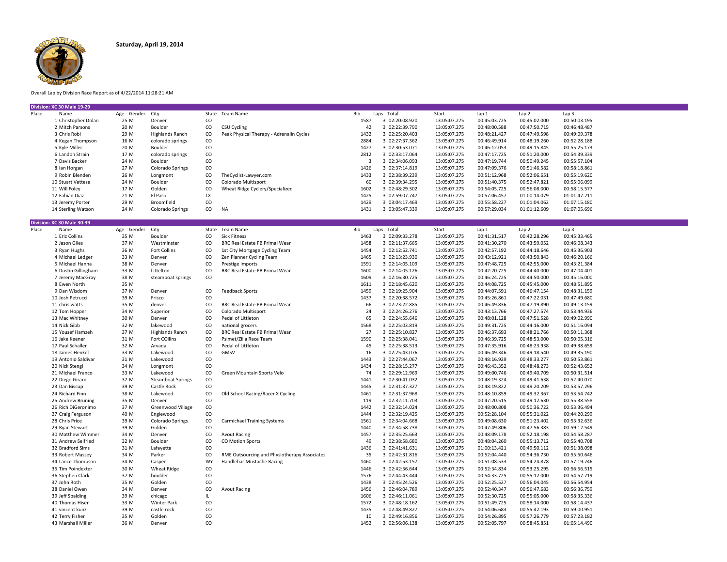Saturday, April 19, 2014

Overall Lap by Division Race Report as of 4/22/2014 11:28:21 AM

**Division: XC 30 Male 19-29**

| Place | Name | Age | Gender | City | State | Team Name | Bib | Laps | Total | Start | Lap 1 | Lap 2 | Lap 3 |
|---|---|---|---|---|---|---|---|---|---|---|---|---|---|
| 1 | Christopher Dolan | 25 | M | Denver | CO | | 1587 | 3 | 02:20:08.920 | 13:05:07.275 | 00:45:03.725 | 00:45:02.000 | 00:50:03.195 |
| 2 | Mitch Parsons | 20 | M | Boulder | CO | CSU Cycling | 42 | 3 | 02:22:39.790 | 13:05:07.275 | 00:48:00.588 | 00:47:50.715 | 00:46:48.487 |
| 3 | Chris Robl | 29 | M | Highlands Ranch | CO | Peak Physical Therapy - Adrenalin Cycles | 1432 | 3 | 02:25:20.403 | 13:05:07.275 | 00:48:21.427 | 00:47:49.598 | 00:49:09.378 |
| 4 | Kegan Thompson | 16 | M | colorado springs | CO | | 2884 | 3 | 02:27:37.362 | 13:05:07.275 | 00:46:49.914 | 00:48:19.260 | 00:52:28.188 |
| 5 | Kyle Miller | 20 | M | Boulder | CO | | 1427 | 3 | 02:30:53.071 | 13:05:07.275 | 00:46:12.053 | 00:49:15.845 | 00:55:25.173 |
| 6 | Landon Strain | 17 | M | colorado springs | CO | | 2812 | 3 | 02:33:17.064 | 13:05:07.275 | 00:47:17.725 | 00:51:20.000 | 00:54:39.339 |
| 7 | Davis Backer | 24 | M | Boulder | CO | | 3 | 3 | 02:34:06.093 | 13:05:07.275 | 00:47:19.744 | 00:50:49.245 | 00:55:57.104 |
| 8 | Ian Horgan | 27 | M | Colorado Springs | CO | | 1426 | 3 | 02:37:14.819 | 13:05:07.275 | 00:47:09.376 | 00:51:46.582 | 00:58:18.861 |
| 9 | Robin Blenden | 26 | M | Longmont | CO | TheCyclist-Lawyer.com | 1433 | 3 | 02:38:39.239 | 13:05:07.275 | 00:51:12.968 | 00:52:06.651 | 00:55:19.620 |
| 10 | Stuart Vettese | 24 | M | Boulder | CO | Colorado Multisport | 60 | 3 | 02:39:34.295 | 13:05:07.275 | 00:51:40.375 | 00:52:47.821 | 00:55:06.099 |
| 11 | Will Foley | 17 | M | Golden | CO | Wheat Ridge Cyclery/Specialized | 1602 | 3 | 02:48:29.302 | 13:05:07.275 | 00:54:05.725 | 00:56:08.000 | 00:58:15.577 |
| 12 | Fabian Diaz | 21 | M | El Paso | TX | | 1425 | 3 | 02:59:07.747 | 13:05:07.275 | 00:57:06.457 | 01:00:14.079 | 01:01:47.211 |
| 13 | Jeremy Porter | 29 | M | Broomfield | CO | | 1429 | 3 | 03:04:17.469 | 13:05:07.275 | 00:55:58.227 | 01:01:04.062 | 01:07:15.180 |
| 14 | Sterling Watson | 24 | M | Colorado Springs | CO | NA | 1431 | 3 | 03:05:47.339 | 13:05:07.275 | 00:57:29.034 | 01:01:12.609 | 01:07:05.696 |

**Division: XC 30 Male 30-39**

| Place | Name | Age | Gender | City | State | Team Name | Bib | Laps | Total | Start | Lap 1 | Lap 2 | Lap 3 |
|---|---|---|---|---|---|---|---|---|---|---|---|---|---|
| 1 | Eric Collins | 35 | M | Boulder | CO | Sick Fitness | 1463 | 3 | 02:09:33.278 | 13:05:07.275 | 00:41:31.517 | 00:42:28.296 | 00:45:33.465 |
| 2 | Jason Giles | 37 | M | Westminster | CO | BRC Real Estate PB Primal Wear | 1458 | 3 | 02:11:37.665 | 13:05:07.275 | 00:41:30.270 | 00:43:59.052 | 00:46:08.343 |
| 3 | Ryan Hughs | 36 | M | Fort Collins | CO | 1st City Mortgage Cycling Team | 1454 | 3 | 02:12:52.741 | 13:05:07.275 | 00:42:57.192 | 00:44:18.646 | 00:45:36.903 |
| 4 | Michael Ledger | 33 | M | Denver | CO | Zen Planner Cycling Team | 1465 | 3 | 02:13:23.930 | 13:05:07.275 | 00:43:12.921 | 00:43:50.843 | 00:46:20.166 |
| 5 | Michael Hanna | 38 | M | Denver | CO | Prestige Imports | 1591 | 3 | 02:14:05.109 | 13:05:07.275 | 00:47:48.725 | 00:42:55.000 | 00:43:21.384 |
| 6 | Dustin Gillingham | 33 | M | Littelton | CO | BRC Real Estate PB Primal Wear | 1600 | 3 | 02:14:05.126 | 13:05:07.275 | 00:42:20.725 | 00:44:40.000 | 00:47:04.401 |
| 7 | Jeremy MacGray | 38 | M | steamboat springs | CO | | 1609 | 3 | 02:16:30.725 | 13:05:07.275 | 00:46:24.725 | 00:44:50.000 | 00:45:16.000 |
| 8 | Ewen North | 35 | M | | | | 1611 | 3 | 02:18:45.620 | 13:05:07.275 | 00:44:08.725 | 00:45:45.000 | 00:48:51.895 |
| 9 | Dan Wisdom | 37 | M | Denver | CO | Feedback Sports | 1459 | 3 | 02:19:25.904 | 13:05:07.275 | 00:44:07.591 | 00:46:47.154 | 00:48:31.159 |
| 10 | Josh Petrucci | 39 | M | Frisco | CO | | 1437 | 3 | 02:20:38.572 | 13:05:07.275 | 00:45:26.861 | 00:47:22.031 | 00:47:49.680 |
| 11 | chris watts | 35 | M | denver | CO | BRC Real Estate PB Primal Wear | 66 | 3 | 02:23:22.885 | 13:05:07.275 | 00:46:49.836 | 00:47:19.890 | 00:49:13.159 |
| 12 | Tom Hopper | 34 | M | Superior | CO | Colorado Multisport | 24 | 3 | 02:24:26.276 | 13:05:07.275 | 00:43:13.766 | 00:47:27.574 | 00:53:44.936 |
| 13 | Mac Whitney | 30 | M | Denver | CO | Pedal of Littleton | 65 | 3 | 02:24:55.646 | 13:05:07.275 | 00:48:01.128 | 00:47:51.528 | 00:49:02.990 |
| 14 | Nick Gibb | 32 | M | lakewood | CO | national grocers | 1568 | 3 | 02:25:03.819 | 13:05:07.275 | 00:49:31.725 | 00:44:16.000 | 00:51:16.094 |
| 15 | Yousef Hamzeh | 37 | M | Highlands Ranch | CO | BRC Real Estate PB Primal Wear | 27 | 3 | 02:25:10.827 | 13:05:07.275 | 00:46:37.693 | 00:48:21.766 | 00:50:11.368 |
| 16 | Jake Keener | 31 | M | Fort COllins | CO | Psimet/Zilla Race Team | 1590 | 3 | 02:25:38.041 | 13:05:07.275 | 00:46:39.725 | 00:48:53.000 | 00:50:05.316 |
| 17 | Paul Schaller | 32 | M | Arvada | CO | Pedal of Littleton | 45 | 3 | 02:25:38.513 | 13:05:07.275 | 00:47:35.916 | 00:48:23.938 | 00:49:38.659 |
| 18 | James Henkel | 33 | M | Lakewood | CO | GMSV | 16 | 3 | 02:25:43.076 | 13:05:07.275 | 00:46:49.346 | 00:49:18.540 | 00:49:35.190 |
| 19 | Antonio Saldivar | 31 | M | Lakewood | CO | | 1443 | 3 | 02:27:44.067 | 13:05:07.275 | 00:48:16.929 | 00:48:33.277 | 00:50:53.861 |
| 20 | Nick Stengl | 34 | M | Longmont | CO | | 1434 | 3 | 02:28:15.277 | 13:05:07.275 | 00:46:43.352 | 00:48:48.273 | 00:52:43.652 |
| 21 | Michael Franco | 33 | M | Lakewood | CO | Green Mountain Sports Velo | 74 | 3 | 02:29:12.969 | 13:05:07.275 | 00:49:00.746 | 00:49:40.709 | 00:50:31.514 |
| 22 | Diego Girard | 37 | M | Steamboat Springs | CO | | 1441 | 3 | 02:30:41.032 | 13:05:07.275 | 00:48:19.324 | 00:49:41.638 | 00:52:40.070 |
| 23 | Dan Biscup | 39 | M | Castle Rock | CO | | 1445 | 3 | 02:31:37.327 | 13:05:07.275 | 00:48:19.822 | 00:49:20.209 | 00:53:57.296 |
| 24 | Richard Finn | 38 | M | Lakewood | CO | Old School Racing/Racer X Cycling | 1461 | 3 | 02:31:37.968 | 13:05:07.275 | 00:48:10.859 | 00:49:32.367 | 00:53:54.742 |
| 25 | Andrew Bruning | 35 | M | Denver | CO | | 119 | 3 | 02:32:11.703 | 13:05:07.275 | 00:47:20.515 | 00:49:12.630 | 00:55:38.558 |
| 26 | Rich DiGeronimo | 37 | M | Greenwood Village | CO | | 1442 | 3 | 02:32:14.024 | 13:05:07.275 | 00:48:00.808 | 00:50:36.722 | 00:53:36.494 |
| 27 | Craig Ferguson | 40 | M | Englewood | CO | | 1444 | 3 | 02:32:19.425 | 13:05:07.275 | 00:52:28.104 | 00:55:31.022 | 00:44:20.299 |
| 28 | Chris Price | 39 | M | Colorado Springs | CO | Carmichael Training Systems | 1561 | 3 | 02:34:04.668 | 13:05:07.275 | 00:49:08.630 | 00:51:23.402 | 00:53:32.636 |
| 29 | Ryan Stewart | 39 | M | Golden | CO | | 1440 | 3 | 02:34:58.738 | 13:05:07.275 | 00:47:49.806 | 00:47:56.383 | 00:59:12.549 |
| 30 | Matthew Wimmer | 34 | M | Denver | CO | Avout Racing | 1457 | 3 | 02:35:25.663 | 13:05:07.275 | 00:48:09.178 | 00:52:18.198 | 00:54:58.287 |
| 31 | Andrew Seifried | 32 | M | Boulder | CO | CO Motion Sports | 49 | 3 | 02:38:58.680 | 13:05:07.275 | 00:48:04.260 | 00:55:13.712 | 00:55:40.708 |
| 32 | Bradford Sims | 31 | M | Lafayette | CO | | 1436 | 3 | 02:41:41.631 | 13:05:07.275 | 01:00:13.421 | 00:49:50.112 | 00:51:38.098 |
| 33 | Robert Massey | 34 | M | Parker | CO | RME Outsourcing and Physiotherapy Associates | 35 | 3 | 02:42:31.816 | 13:05:07.275 | 00:52:04.440 | 00:54:36.730 | 00:55:50.646 |
| 34 | Lance Thompson | 34 | M | Casper | WY | Handlebar Mustache Racing | 1460 | 3 | 02:42:53.157 | 13:05:07.275 | 00:51:08.533 | 00:54:24.878 | 00:57:19.746 |
| 35 | Tim Poindexter | 30 | M | Wheat Ridge | CO | | 1446 | 3 | 02:42:56.644 | 13:05:07.275 | 00:52:34.834 | 00:53:25.295 | 00:56:56.515 |
| 36 | Stephen Clark | 37 | M | boulder | CO | | 1576 | 3 | 02:44:43.444 | 13:05:07.275 | 00:54:33.725 | 00:55:12.000 | 00:54:57.719 |
| 37 | John Roth | 35 | M | Golden | CO | | 1438 | 3 | 02:45:24.526 | 13:05:07.275 | 00:52:25.527 | 00:56:04.045 | 00:56:54.954 |
| 38 | Daniel Owen | 34 | M | Denver | CO | Avout Racing | 1456 | 3 | 02:46:04.789 | 13:05:07.275 | 00:52:40.347 | 00:56:47.683 | 00:56:36.759 |
| 39 | Jeff Spalding | 39 | M | chicago | IL | | 1606 | 3 | 02:46:11.061 | 13:05:07.275 | 00:52:30.725 | 00:55:05.000 | 00:58:35.336 |
| 40 | Thomas Hiser | 33 | M | Winter Park | CO | | 1572 | 3 | 02:48:18.162 | 13:05:07.275 | 00:51:49.725 | 00:58:14.000 | 00:58:14.437 |
| 41 | vincent kunz | 39 | M | castle rock | CO | | 1435 | 3 | 02:48:49.827 | 13:05:07.275 | 00:54:06.683 | 00:55:42.193 | 00:59:00.951 |
| 42 | Terry Fisher | 35 | M | Golden | CO | | 10 | 3 | 02:49:16.856 | 13:05:07.275 | 00:54:26.895 | 00:57:26.779 | 00:57:23.182 |
| 43 | Marshall Miller | 36 | M | Denver | CO | | 1452 | 3 | 02:56:06.138 | 13:05:07.275 | 00:52:05.797 | 00:58:45.851 | 01:05:14.490 |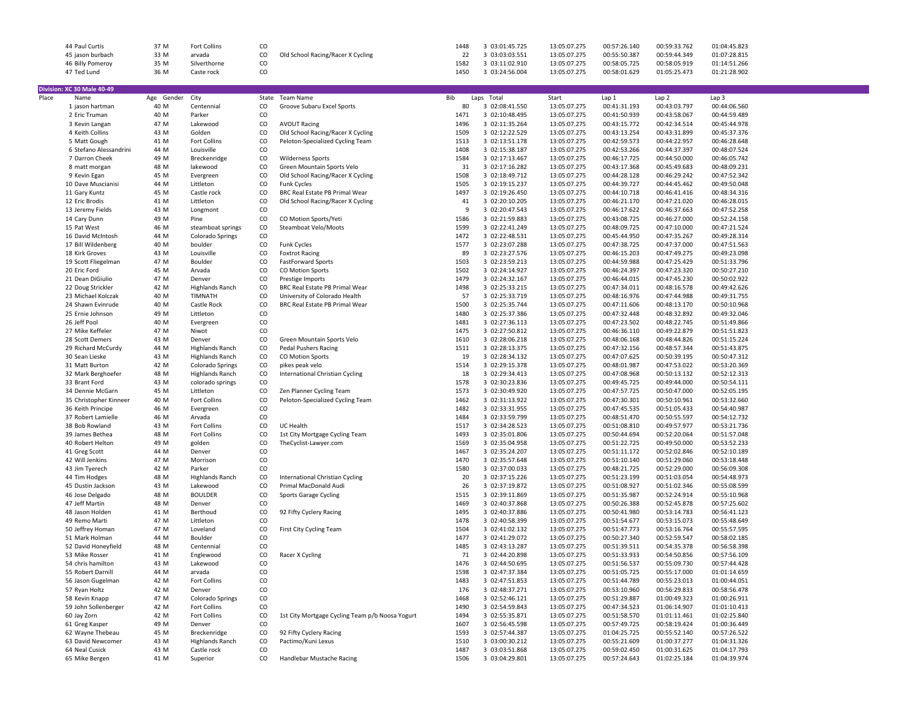| | | | | | | | | | | | | | |
|---|---|---|---|---|---|---|---|---|---|---|---|---|---|
| | 44 Paul Curtis | 37 | M | Fort Collins | CO | | 1448 | 3 | 03:01:45.725 | 13:05:07.275 | 00:57:26.140 | 00:59:33.762 | 01:04:45.823 |
| | 45 jason burbach | 33 | M | arvada | CO | Old School Racing/Racer X Cycling | 22 | 3 | 03:03:03.551 | 13:05:07.275 | 00:55:50.387 | 00:59:44.349 | 01:07:28.815 |
| | 46 Billy Pomeroy | 35 | M | Silverthorne | CO | | 1582 | 3 | 03:11:02.910 | 13:05:07.275 | 00:58:05.725 | 00:58:05.919 | 01:14:51.266 |
| | 47 Ted Lund | 36 | M | Caste rock | CO | | 1450 | 3 | 03:24:56.004 | 13:05:07.275 | 00:58:01.629 | 01:05:25.473 | 01:21:28.902 |

**Division: XC 30 Male 40-49**

| Place | Name | Age | Gender | City | State | Team Name | Bib | Laps | Total | Start | Lap 1 | Lap 2 | Lap 3 |
|---|---|---|---|---|---|---|---|---|---|---|---|---|---|
| 1 | jason hartman | 40 | M | Centennial | CO | Groove Subaru Excel Sports | 80 | 3 | 02:08:41.550 | 13:05:07.275 | 00:41:31.193 | 00:43:03.797 | 00:44:06.560 |
| 2 | Eric Truman | 40 | M | Parker | CO | | 1471 | 3 | 02:10:48.495 | 13:05:07.275 | 00:41:50.939 | 00:43:58.067 | 00:44:59.489 |
| 3 | Kevin Langan | 47 | M | Lakewood | CO | AVOUT Racing | 1496 | 3 | 02:11:35.264 | 13:05:07.275 | 00:43:15.772 | 00:42:34.514 | 00:45:44.978 |
| 4 | Keith Collins | 43 | M | Golden | CO | Old School Racing/Racer X Cycling | 1509 | 3 | 02:12:22.529 | 13:05:07.275 | 00:43:13.254 | 00:43:31.899 | 00:45:37.376 |
| 5 | Matt Gough | 41 | M | Fort Collins | CO | Peloton-Specialized Cycling Team | 1513 | 3 | 02:13:51.178 | 13:05:07.275 | 00:42:59.573 | 00:44:22.957 | 00:46:28.648 |
| 6 | Stefano Alessandrini | 44 | M | Louisville | CO | | 1408 | 3 | 02:15:38.187 | 13:05:07.275 | 00:42:53.266 | 00:44:37.397 | 00:48:07.524 |
| 7 | Darron Cheek | 49 | M | Breckenridge | CO | Wilderness Sports | 1584 | 3 | 02:17:13.467 | 13:05:07.275 | 00:46:17.725 | 00:44:50.000 | 00:46:05.742 |
| 8 | matt morgan | 48 | M | lakewood | CO | Green Mountain Sports Velo | 31 | 3 | 02:17:16.282 | 13:05:07.275 | 00:43:17.368 | 00:45:49.683 | 00:48:09.231 |
| 9 | Kevin Egan | 45 | M | Evergreen | CO | Old School Racing/Racer X Cycling | 1508 | 3 | 02:18:49.712 | 13:05:07.275 | 00:44:28.128 | 00:46:29.242 | 00:47:52.342 |
| 10 | Dave Muscianisi | 44 | M | Littleton | CO | Funk Cycles | 1505 | 3 | 02:19:15.237 | 13:05:07.275 | 00:44:39.727 | 00:44:45.462 | 00:49:50.048 |
| 11 | Gary Kuntz | 45 | M | Castle rock | CO | BRC Real Estate PB Primal Wear | 1497 | 3 | 02:19:26.450 | 13:05:07.275 | 00:44:10.718 | 00:46:41.416 | 00:48:34.316 |
| 12 | Eric Brodis | 41 | M | Littleton | CO | Old School Racing/Racer X Cycling | 41 | 3 | 02:20:10.205 | 13:05:07.275 | 00:46:21.170 | 00:47:21.020 | 00:46:28.015 |
| 13 | Jeremy Fields | 43 | M | Longmont | CO | | 9 | 3 | 02:20:47.543 | 13:05:07.275 | 00:46:17.622 | 00:46:37.663 | 00:47:52.258 |
| 14 | Cary Dunn | 49 | M | Pine | CO | CO Motion Sports/Yeti | 1586 | 3 | 02:21:59.883 | 13:05:07.275 | 00:43:08.725 | 00:46:27.000 | 00:52:24.158 |
| 15 | Pat West | 46 | M | steamboat springs | CO | Steamboat Velo/Moots | 1599 | 3 | 02:22:41.249 | 13:05:07.275 | 00:48:09.725 | 00:47:10.000 | 00:47:21.524 |
| 16 | David McIntosh | 44 | M | Colorado Springs | CO | | 1472 | 3 | 02:22:48.531 | 13:05:07.275 | 00:45:44.950 | 00:47:35.267 | 00:49:28.314 |
| 17 | Bill Wildenberg | 40 | M | boulder | CO | Funk Cycles | 1577 | 3 | 02:23:07.288 | 13:05:07.275 | 00:47:38.725 | 00:47:37.000 | 00:47:51.563 |
| 18 | Kirk Groves | 43 | M | Louisville | CO | Foxtrot Racing | 89 | 3 | 02:23:27.576 | 13:05:07.275 | 00:46:15.203 | 00:47:49.275 | 00:49:23.098 |
| 19 | Scott Fliegelman | 47 | M | Boulder | CO | FastForward Sports | 1503 | 3 | 02:23:59.213 | 13:05:07.275 | 00:44:59.988 | 00:47:25.429 | 00:51:33.796 |
| 20 | Eric Ford | 45 | M | Arvada | CO | CO Motion Sports | 1502 | 3 | 02:24:14.927 | 13:05:07.275 | 00:46:24.397 | 00:47:23.320 | 00:50:27.210 |
| 21 | Dean DiGiulio | 47 | M | Denver | CO | Prestige Imports | 1479 | 3 | 02:24:32.167 | 13:05:07.275 | 00:46:44.015 | 00:47:45.230 | 00:50:02.922 |
| 22 | Doug Strickler | 42 | M | Highlands Ranch | CO | BRC Real Estate PB Primal Wear | 1498 | 3 | 02:25:33.215 | 13:05:07.275 | 00:47:34.011 | 00:48:16.578 | 00:49:42.626 |
| 23 | Michael Kolczak | 40 | M | TIMNATH | CO | University of Colorado Health | 57 | 3 | 02:25:33.719 | 13:05:07.275 | 00:48:16.976 | 00:47:44.988 | 00:49:31.755 |
| 24 | Shawn Evinrude | 40 | M | Castle Rock | CO | BRC Real Estate PB Primal Wear | 1500 | 3 | 02:25:35.744 | 13:05:07.275 | 00:47:11.606 | 00:48:13.170 | 00:50:10.968 |
| 25 | Ernie Johnson | 49 | M | Littleton | CO | | 1480 | 3 | 02:25:37.386 | 13:05:07.275 | 00:47:32.448 | 00:48:32.892 | 00:49:32.046 |
| 26 | Jeff Pool | 40 | M | Evergreen | CO | | 1481 | 3 | 02:27:36.113 | 13:05:07.275 | 00:47:23.502 | 00:48:22.745 | 00:51:49.866 |
| 27 | Mike Keffeler | 47 | M | Niwot | CO | | 1475 | 3 | 02:27:50.812 | 13:05:07.275 | 00:46:36.110 | 00:49:22.879 | 00:51:51.823 |
| 28 | Scott Demers | 43 | M | Denver | CO | Green Mountain Sports Velo | 1610 | 3 | 02:28:06.218 | 13:05:07.275 | 00:48:06.168 | 00:48:44.826 | 00:51:15.224 |
| 29 | Richard McCurdy | 44 | M | Highlands Ranch | CO | Pedal Pushers Racing | 1511 | 3 | 02:28:13.375 | 13:05:07.275 | 00:47:32.156 | 00:48:57.344 | 00:51:43.875 |
| 30 | Sean Lieske | 43 | M | Highlands Ranch | CO | CO Motion Sports | 19 | 3 | 02:28:34.132 | 13:05:07.275 | 00:47:07.625 | 00:50:39.195 | 00:50:47.312 |
| 31 | Matt Burton | 42 | M | Colorado Springs | CO | pikes peak velo | 1514 | 3 | 02:29:15.378 | 13:05:07.275 | 00:48:01.987 | 00:47:53.022 | 00:53:20.369 |
| 32 | Mark Berghoefer | 48 | M | Highlands Ranch | CO | International Christian Cycling | 18 | 3 | 02:29:34.413 | 13:05:07.275 | 00:47:08.968 | 00:50:13.132 | 00:52:12.313 |
| 33 | Brant Ford | 43 | M | colorado springs | CO | | 1578 | 3 | 02:30:23.836 | 13:05:07.275 | 00:49:45.725 | 00:49:44.000 | 00:50:54.111 |
| 34 | Dennie McGarn | 45 | M | Littleton | CO | Zen Planner Cycling Team | 1573 | 3 | 02:30:49.920 | 13:05:07.275 | 00:47:57.725 | 00:50:47.000 | 00:52:05.195 |
| 35 | Christopher Kinneer | 40 | M | Fort Collins | CO | Peloton-Specialized Cycling Team | 1462 | 3 | 02:31:13.922 | 13:05:07.275 | 00:47:30.301 | 00:50:10.961 | 00:53:32.660 |
| 36 | Keith Principe | 46 | M | Evergreen | CO | | 1482 | 3 | 02:33:31.955 | 13:05:07.275 | 00:47:45.535 | 00:51:05.433 | 00:54:40.987 |
| 37 | Robert Lamielle | 46 | M | Arvada | CO | | 1484 | 3 | 02:33:59.799 | 13:05:07.275 | 00:48:51.470 | 00:50:55.597 | 00:54:12.732 |
| 38 | Bob Rowland | 43 | M | Fort Collins | CO | UC Health | 1517 | 3 | 02:34:28.523 | 13:05:07.275 | 00:51:08.810 | 00:49:57.977 | 00:53:21.736 |
| 39 | James Bethea | 48 | M | Fort Collins | CO | 1st City Mortgage Cycling Team | 1493 | 3 | 02:35:01.806 | 13:05:07.275 | 00:50:44.694 | 00:52:20.064 | 00:51:57.048 |
| 40 | Robert Helton | 49 | M | golden | CO | TheCyclist-Lawyer.com | 1569 | 3 | 02:35:04.958 | 13:05:07.275 | 00:51:22.725 | 00:49:50.000 | 00:53:52.233 |
| 41 | Greg Scott | 44 | M | Denver | CO | | 1467 | 3 | 02:35:24.207 | 13:05:07.275 | 00:51:11.172 | 00:52:02.846 | 00:52:10.189 |
| 42 | Will Jenkins | 47 | M | Morrison | CO | | 1470 | 3 | 02:35:57.648 | 13:05:07.275 | 00:51:10.140 | 00:51:29.060 | 00:53:18.448 |
| 43 | Jim Tyerech | 42 | M | Parker | CO | | 1580 | 3 | 02:37:00.033 | 13:05:07.275 | 00:48:21.725 | 00:52:29.000 | 00:56:09.308 |
| 44 | Tim Hodges | 48 | M | Highlands Ranch | CO | International Christian Cycling | 20 | 3 | 02:37:15.226 | 13:05:07.275 | 00:51:23.199 | 00:51:03.054 | 00:54:48.973 |
| 45 | Dustin Jackson | 43 | M | Lakewood | CO | Primal MacDonald Audi | 26 | 3 | 02:37:19.872 | 13:05:07.275 | 00:51:08.927 | 00:51:02.346 | 00:55:08.599 |
| 46 | Jose Delgado | 48 | M | BOULDER | CO | Sports Garage Cycling | 1515 | 3 | 02:39:11.869 | 13:05:07.275 | 00:51:35.987 | 00:52:24.914 | 00:55:10.968 |
| 47 | Jeff Martin | 48 | M | Denver | CO | | 1469 | 3 | 02:40:37.868 | 13:05:07.275 | 00:50:26.388 | 00:52:45.878 | 00:57:25.602 |
| 48 | Jason Holden | 41 | M | Berthoud | CO | 92 Fifty Cyclery Racing | 1495 | 3 | 02:40:37.886 | 13:05:07.275 | 00:50:41.980 | 00:53:14.783 | 00:56:41.123 |
| 49 | Remo Marti | 47 | M | Littleton | CO | | 1478 | 3 | 02:40:58.399 | 13:05:07.275 | 00:51:54.677 | 00:53:15.073 | 00:55:48.649 |
| 50 | Jeffrey Homan | 47 | M | Loveland | CO | First City Cycling Team | 1504 | 3 | 02:41:02.132 | 13:05:07.275 | 00:51:47.773 | 00:53:16.764 | 00:55:57.595 |
| 51 | Mark Holman | 44 | M | Boulder | CO | | 1477 | 3 | 02:41:29.072 | 13:05:07.275 | 00:50:27.340 | 00:52:59.547 | 00:58:02.185 |
| 52 | David Honeyfield | 48 | M | Centennial | CO | | 1485 | 3 | 02:43:13.287 | 13:05:07.275 | 00:51:39.511 | 00:54:35.378 | 00:56:58.398 |
| 53 | Mike Rosser | 41 | M | Englewood | CO | Racer X Cycling | 71 | 3 | 02:44:20.898 | 13:05:07.275 | 00:51:33.933 | 00:54:50.856 | 00:57:56.109 |
| 54 | chris hamilton | 43 | M | Lakewood | CO | | 1476 | 3 | 02:44:50.695 | 13:05:07.275 | 00:51:56.537 | 00:55:09.730 | 00:57:44.428 |
| 55 | Robert Darnill | 44 | M | arvada | CO | | 1598 | 3 | 02:47:37.384 | 13:05:07.275 | 00:51:05.725 | 00:55:17.000 | 01:01:14.659 |
| 56 | Jason Gugelman | 42 | M | Fort Collins | CO | | 1483 | 3 | 02:47:51.853 | 13:05:07.275 | 00:51:44.789 | 00:55:23.013 | 01:00:44.051 |
| 57 | Ryan Holtz | 42 | M | Denver | CO | | 176 | 3 | 02:48:37.271 | 13:05:07.275 | 00:53:10.960 | 00:56:29.833 | 00:58:56.478 |
| 58 | Kevin Knapp | 47 | M | Colorado Springs | CO | | 1468 | 3 | 02:52:46.121 | 13:05:07.275 | 00:51:29.887 | 01:00:49.323 | 01:00:26.911 |
| 59 | John Sollenberger | 42 | M | Fort Collins | CO | | 1490 | 3 | 02:54:59.843 | 13:05:07.275 | 00:47:34.523 | 01:06:14.907 | 01:01:10.413 |
| 60 | Jay Zorn | 42 | M | Fort Collins | CO | 1st City Mortgage Cycling Team p/b Noosa Yogurt | 1494 | 3 | 02:55:35.871 | 13:05:07.275 | 00:51:58.570 | 01:01:11.461 | 01:02:25.840 |
| 61 | Greg Kasper | 49 | M | Denver | CO | | 1607 | 3 | 02:56:45.598 | 13:05:07.275 | 00:57:49.725 | 00:58:19.424 | 01:00:36.449 |
| 62 | Wayne Thebeau | 45 | M | Breckenridge | CO | 92 Fifty Cyclery Racing | 1593 | 3 | 02:57:44.387 | 13:05:07.275 | 01:04:25.725 | 00:55:52.140 | 00:57:26.522 |
| 63 | David Newcomer | 43 | M | Highlands Ranch | CO | Pactimo/Kuni Lexus | 1510 | 3 | 03:00:30.212 | 13:05:07.275 | 00:55:21.609 | 01:00:37.277 | 01:04:31.326 |
| 64 | Neal Cusick | 43 | M | Castle rock | CO | | 1487 | 3 | 03:03:51.868 | 13:05:07.275 | 00:59:02.450 | 01:00:31.625 | 01:04:17.793 |
| 65 | Mike Bergen | 41 | M | Superior | CO | Handlebar Mustache Racing | 1506 | 3 | 03:04:29.801 | 13:05:07.275 | 00:57:24.643 | 01:02:25.184 | 01:04:39.974 |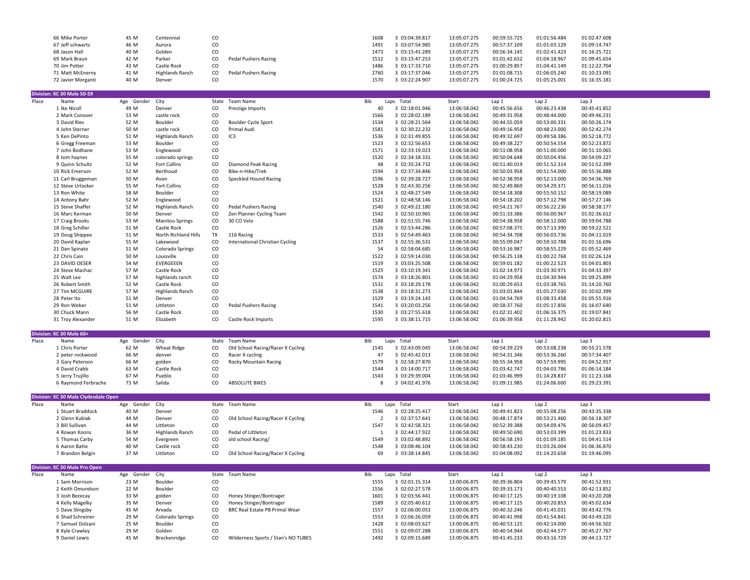| Place | Name | Age | Gender | City | State | Team Name | Bib | Laps | Total | Start | Lap 1 | Lap 2 | Lap 3 |
|---|---|---|---|---|---|---|---|---|---|---|---|---|---|
| 66 | Mike Porter | 45 | M | Centennial | CO | | 1608 | 3 | 03:04:39.817 | 13:05:07.275 | 00:59:55.725 | 01:01:56.484 | 01:02:47.608 |
| 67 | Jeff schwartz | 46 | M | Aurora | CO | | 1491 | 3 | 03:07:54.985 | 13:05:07.275 | 00:57:37.109 | 01:01:03.129 | 01:09:14.747 |
| 68 | Jason Hall | 40 | M | Golden | CO | | 1473 | 3 | 03:15:41.289 | 13:05:07.275 | 00:56:34.145 | 01:02:41.423 | 01:16:25.721 |
| 69 | Mark Braun | 42 | M | Parker | CO | Pedal Pushers Racing | 1512 | 3 | 03:15:47.253 | 13:05:07.275 | 01:01:42.632 | 01:04:18.967 | 01:09:45.654 |
| 70 | Jim Potter | 43 | M | Castle Rock | CO | | 1486 | 3 | 03:17:33.710 | 13:05:07.275 | 01:00:29.857 | 01:04:41.149 | 01:12:22.704 |
| 71 | Matt McEnerny | 41 | M | Highlands Ranch | CO | Pedal Pushers Racing | 2760 | 3 | 03:17:37.046 | 13:05:07.275 | 01:01:08.715 | 01:06:05.240 | 01:10:23.091 |
| 72 | Javier Morganti | 40 | M | Denver | CO | | 1570 | 3 | 03:22:24.907 | 13:05:07.275 | 01:00:24.725 | 01:05:25.001 | 01:16:35.181 |

## Division: XC 30 Male 50-59

| Place | Name | Age | Gender | City | State | Team Name | Bib | Laps | Total | Start | Lap 1 | Lap 2 | Lap 3 |
|---|---|---|---|---|---|---|---|---|---|---|---|---|---|
| 1 | Ike Nicoll | 49 | M | Denver | CO | Prestige Imports | 40 | 3 | 02:18:01.946 | 13:06:58.042 | 00:45:56.656 | 00:46:23.438 | 00:45:41.852 |
| 2 | Mark Conover | 53 | M | castle rock | CO | | 1566 | 3 | 02:28:02.189 | 13:06:58.042 | 00:49:31.958 | 00:48:44.000 | 00:49:46.231 |
| 3 | David Ries | 52 | M | Boulder | CO | Boulder Cycle Sport | 1534 | 3 | 02:28:21.564 | 13:06:58.042 | 00:44:55.059 | 00:53:00.331 | 00:50:26.174 |
| 4 | John Sterner | 50 | M | castle rock | CO | Primal Audi | 1581 | 3 | 02:30:22.232 | 13:06:58.042 | 00:49:16.958 | 00:48:23.000 | 00:52:42.274 |
| 5 | Ken DePinto | 51 | M | Highlands Ranch | CO | IC3 | 1536 | 3 | 02:31:49.855 | 13:06:58.042 | 00:49:32.697 | 00:49:58.386 | 00:52:18.772 |
| 6 | Gregg Freeman | 53 | M | Boulder | CO | | 1523 | 3 | 02:32:56.653 | 13:06:58.042 | 00:49:38.227 | 00:50:54.554 | 00:52:23.872 |
| 7 | John Bodhane | 53 | M | Englewood | CO | | 1571 | 3 | 02:33:19.023 | 13:06:58.042 | 00:51:08.958 | 00:51:00.000 | 00:51:10.065 |
| 8 | tom haynes | 55 | M | colorado springs | CO | | 1520 | 3 | 02:34:18.331 | 13:06:58.042 | 00:50:04.648 | 00:50:04.456 | 00:54:09.227 |
| 9 | Quinn Schultz | 52 | M | Fort Collins | CO | Diamond Peak Racing | 48 | 3 | 02:35:24.732 | 13:06:58.042 | 00:51:40.019 | 00:51:52.314 | 00:51:52.399 |
| 10 | Rick Emerson | 52 | M | Berthoud | CO | Bike-n-Hike/Trek | 1594 | 3 | 02:37:34.846 | 13:06:58.042 | 00:50:03.958 | 00:51:54.000 | 00:55:36.888 |
| 11 | Carl Bruggeman | 50 | M | Avon | CO | Speckled Hound Racing | 1596 | 3 | 02:39:28.727 | 13:06:58.042 | 00:52:38.958 | 00:52:13.000 | 00:54:36.769 |
| 12 | Steve Urlocker | 55 | M | Fort Collins | CO | | 1528 | 3 | 02:43:30.256 | 13:06:58.042 | 00:52:49.869 | 00:54:29.371 | 00:56:11.016 |
| 13 | Ron White | 58 | M | Boulder | CO | | 1524 | 3 | 02:48:27.549 | 13:06:58.042 | 00:54:18.308 | 00:55:50.152 | 00:58:19.089 |
| 14 | Antony Bahr | 52 | M | Englewood | CO | | 1521 | 3 | 02:48:58.146 | 13:06:58.042 | 00:54:18.202 | 00:57:12.798 | 00:57:27.146 |
| 15 | Steve Shaffer | 52 | M | Highlands Ranch | CO | Pedal Pushers Racing | 1540 | 3 | 02:49:22.180 | 13:06:58.042 | 00:54:21.767 | 00:56:22.236 | 00:58:38.177 |
| 16 | Marc Kerman | 50 | M | Denver | CO | Zen Planner Cycling Team | 1542 | 3 | 02:50:10.965 | 13:06:58.042 | 00:51:33.386 | 00:56:00.967 | 01:02:36.612 |
| 17 | Craig Brooks | 53 | M | Manitou Springs | CO | 30 CO Velo | 1588 | 3 | 02:51:55.746 | 13:06:58.042 | 00:54:38.958 | 00:58:12.000 | 00:59:04.788 |
| 18 | Greg Schiller | 51 | M | Castle Rock | CO | | 1526 | 3 | 02:53:44.286 | 13:06:58.042 | 00:57:08.375 | 00:57:13.390 | 00:59:22.521 |
| 19 | Doug Shippee | 51 | M | North Richland Hills | TX | 116 Racing | 1533 | 3 | 02:54:49.463 | 13:06:58.042 | 00:54:34.708 | 00:56:03.736 | 01:04:11.019 |
| 20 | David Kaplan | 55 | M | Lakewood | CO | International Christian Cycling | 1537 | 3 | 02:55:36.531 | 13:06:58.042 | 00:55:09.047 | 00:59:10.788 | 01:01:16.696 |
| 21 | Dan Spinato | 51 | M | Colorado Springs | CO | | 54 | 3 | 02:58:04.685 | 13:06:58.042 | 00:53:16.987 | 00:58:55.229 | 01:05:52.469 |
| 22 | Chris Cain | 50 | M | Louisville | CO | | 1522 | 3 | 02:59:14.030 | 13:06:58.042 | 00:56:25.138 | 01:00:22.768 | 01:02:26.124 |
| 23 | DAVID OESER | 54 | M | EVERGEEEN | CO | | 1519 | 3 | 03:03:25.508 | 13:06:58.042 | 00:59:01.182 | 01:00:22.523 | 01:04:01.803 |
| 24 | Steve Machac | 57 | M | Castle Rock | CO | | 1525 | 3 | 03:10:19.341 | 13:06:58.042 | 01:02:14.973 | 01:03:30.971 | 01:04:33.397 |
| 25 | Walt Lee | 57 | M | highlands ranch | CO | | 1574 | 3 | 03:18:26.801 | 13:06:58.042 | 01:04:29.958 | 01:04:30.944 | 01:09:25.899 |
| 26 | Robert Smith | 52 | M | Castle Rock | CO | | 1531 | 3 | 03:18:29.178 | 13:06:58.042 | 01:00:29.653 | 01:03:38.765 | 01:14:20.760 |
| 27 | Tim MCGUIRE | 57 | M | Highlands Ranch | CO | | 1538 | 3 | 03:18:31.273 | 13:06:58.042 | 01:03:01.844 | 01:05:27.030 | 01:10:02.399 |
| 28 | Peter Ito | 51 | M | Denver | CO | | 1529 | 3 | 03:19:24.143 | 13:06:58.042 | 01:04:54.769 | 01:08:33.458 | 01:05:55.916 |
| 29 | Ron Weber | 51 | M | Littleton | CO | Pedal Pushers Racing | 1541 | 3 | 03:20:03.256 | 13:06:58.042 | 00:58:37.760 | 01:05:17.856 | 01:16:07.640 |
| 30 | Chuck Mann | 56 | M | Castle Rock | CO | | 1530 | 3 | 03:27:55.618 | 13:06:58.042 | 01:02:31.402 | 01:06:16.375 | 01:19:07.841 |
| 31 | Troy Alexander | 51 | M | Elizabeth | CO | Castle Rock Imports | 1595 | 3 | 03:38:11.715 | 13:06:58.042 | 01:06:39.958 | 01:11:28.942 | 01:20:02.815 |

## Division: XC 30 Male 60+

| Place | Name | Age | Gender | City | State | Team Name | Bib | Laps | Total | Start | Lap 1 | Lap 2 | Lap 3 |
|---|---|---|---|---|---|---|---|---|---|---|---|---|---|
| 1 | Chris Porter | 62 | M | Wheat Ridge | CO | Old School Racing/Racer X Cycling | 1545 | 3 | 02:43:09.045 | 13:06:58.042 | 00:54:39.229 | 00:53:08.238 | 00:55:21.578 |
| 2 | peter rockwood | 66 | M | denver | CO | Racer X cycling | 47 | 3 | 02:45:42.013 | 13:06:58.042 | 00:54:31.346 | 00:53:36.260 | 00:57:34.407 |
| 3 | Gary Peterson | 66 | M | golden | CO | Rocky Mountain Racing | 1579 | 3 | 02:58:27.870 | 13:06:58.042 | 00:55:34.958 | 00:57:59.995 | 01:04:52.917 |
| 4 | David Crabb | 63 | M | Castle Rock | CO | | 1544 | 3 | 03:14:00.717 | 13:06:58.042 | 01:03:42.747 | 01:04:03.786 | 01:06:14.184 |
| 5 | Jerry Trujillo | 67 | M | Pueblo | CO | | 1543 | 3 | 03:29:39.004 | 13:06:58.042 | 01:03:46.999 | 01:14:28.837 | 01:11:23.168 |
| 6 | Raymond Ferbrache | 73 | M | Salida | CO | ABSOLUTE BIKES | 8 | 3 | 04:02:41.976 | 13:06:58.042 | 01:09:11.985 | 01:24:06.600 | 01:29:23.391 |

## Division: XC 30 Male Clydesdale Open

| Place | Name | Age | Gender | City | State | Team Name | Bib | Laps | Total | Start | Lap 1 | Lap 2 | Lap 3 |
|---|---|---|---|---|---|---|---|---|---|---|---|---|---|
| 1 | Stuart Braddock | 40 | M | Denver | CO | | 1546 | 3 | 02:28:25.417 | 13:06:58.042 | 00:49:41.823 | 00:55:08.256 | 00:43:35.338 |
| 2 | Glenn Kubiak | 44 | M | Denver | CO | Old School Racing/Racer X Cycling | 2 | 3 | 02:37:57.641 | 13:06:58.042 | 00:48:17.874 | 00:53:21.460 | 00:56:18.307 |
| 3 | Bill Sullivan | 44 | M | Littleton | CO | | 1547 | 3 | 02:42:58.321 | 13:06:58.042 | 00:52:39.388 | 00:54:09.476 | 00:56:09.457 |
| 4 | Rowan Koons | 36 | M | Highlands Ranch | CO | Pedal of Littleton | 1 | 3 | 02:44:17.922 | 13:06:58.042 | 00:49:50.690 | 00:53:03.399 | 01:01:23.833 |
| 5 | Thomas Carby | 54 | M | Evergreen | CO | old school Racing/ | 1549 | 3 | 03:02:48.892 | 13:06:58.042 | 00:56:58.193 | 01:01:09.185 | 01:04:41.514 |
| 6 | Aaron Batte | 40 | M | Castle rock | CO | | 1548 | 3 | 03:08:46.104 | 13:06:58.042 | 00:58:43.230 | 01:03:26.004 | 01:06:36.870 |
| 7 | Brandon Belgin | 37 | M | Littleton | CO | Old School Racing/Racer X Cycling | 69 | 3 | 03:38:14.845 | 13:06:58.042 | 01:04:08.092 | 01:14:20.658 | 01:19:46.095 |

## Division: XC 30 Male Pro Open

| Place | Name | Age | Gender | City | State | Team Name | Bib | Laps | Total | Start | Lap 1 | Lap 2 | Lap 3 |
|---|---|---|---|---|---|---|---|---|---|---|---|---|---|
| 1 | Sam Morrison | 23 | M | Boulder | CO | | 1555 | 3 | 02:01:15.314 | 13:00:06.875 | 00:39:36.804 | 00:39:45.579 | 00:41:52.931 |
| 2 | Keith Omundson | 22 | M | Boulder | CO | | 1556 | 3 | 02:02:27.578 | 13:00:06.875 | 00:39:33.173 | 00:40:40.553 | 00:42:13.852 |
| 3 | Josh Bezecay | 33 | M | golden | CO | Honey Stinger/Bontrager | 1601 | 3 | 02:03:56.441 | 13:00:06.875 | 00:40:17.125 | 00:40:19.108 | 00:43:20.208 |
| 4 | Kelly Magelky | 35 | M | Denver | CO | Honey Stinger/Bontrager | 1589 | 3 | 02:05:40.612 | 13:00:06.875 | 00:40:17.125 | 00:40:20.853 | 00:45:02.634 |
| 5 | Dave Slingsby | 45 | M | Arvada | CO | BRC Real Estate PB Primal Wear | 1557 | 3 | 02:06:00.053 | 13:00:06.875 | 00:40:32.246 | 00:41:45.031 | 00:43:42.776 |
| 6 | Shad Schreiner | 29 | M | Colorado Springs | CO | | 1553 | 3 | 02:06:26.059 | 13:00:06.875 | 00:40:41.998 | 00:41:54.841 | 00:43:49.220 |
| 7 | Samuel Dolzani | 25 | M | Boulder | CO | | 1428 | 3 | 02:08:03.627 | 13:00:06.875 | 00:40:53.125 | 00:42:14.000 | 00:44:56.502 |
| 8 | Kyle Crawley | 29 | M | Golden | CO | | 1551 | 3 | 02:09:07.288 | 13:00:06.875 | 00:40:54.944 | 00:42:44.577 | 00:45:27.767 |
| 9 | Daniel Lewis | 45 | M | Breckenridge | CO | Wilderness Sports / Stan's NO TUBES | 1492 | 3 | 02:09:15.689 | 13:00:06.875 | 00:41:45.233 | 00:43:16.729 | 00:44:13.727 |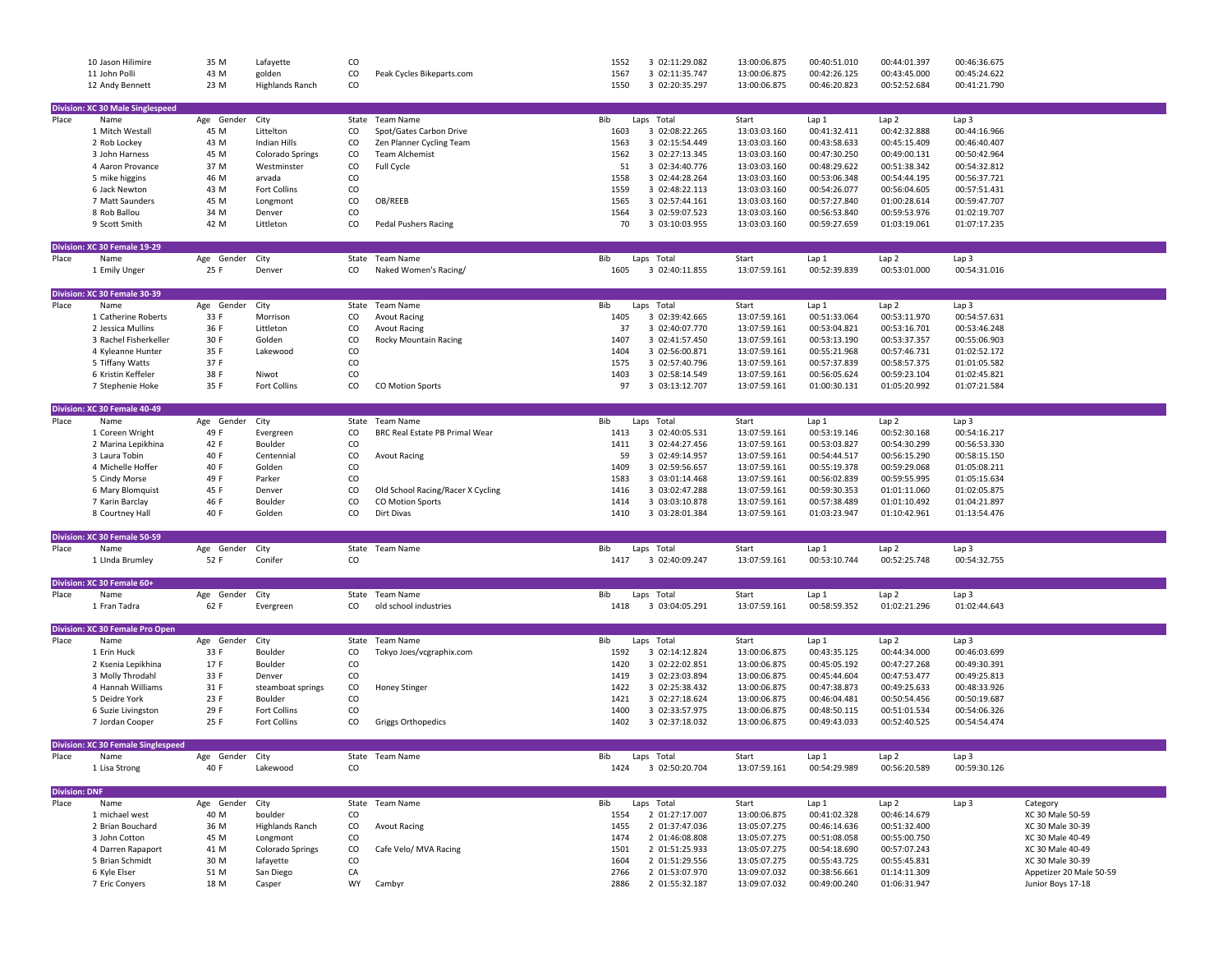| Place | Name | Age | Gender | City | State | Team Name | Bib | Laps | Total | Start | Lap 1 | Lap 2 | Lap 3 |
|---|---|---|---|---|---|---|---|---|---|---|---|---|---|
| 10 | Jason Hilimire | 35 | M | Lafayette | CO | | 1552 | 3 | 02:11:29.082 | 13:00:06.875 | 00:40:51.010 | 00:44:01.397 | 00:46:36.675 |
| 11 | John Polli | 43 | M | golden | CO | Peak Cycles Bikeparts.com | 1567 | 3 | 02:11:35.747 | 13:00:06.875 | 00:42:26.125 | 00:43:45.000 | 00:45:24.622 |
| 12 | Andy Bennett | 23 | M | Highlands Ranch | CO | | 1550 | 3 | 02:20:35.297 | 13:00:06.875 | 00:46:20.823 | 00:52:52.684 | 00:41:21.790 |

**Division: XC 30 Male Singlespeed**

| Place | Name | Age | Gender | City | State | Team Name | Bib | Laps | Total | Start | Lap 1 | Lap 2 | Lap 3 |
|---|---|---|---|---|---|---|---|---|---|---|---|---|---|
| 1 | Mitch Westall | 45 | M | Littelton | CO | Spot/Gates Carbon Drive | 1603 | 3 | 02:08:22.265 | 13:03:03.160 | 00:41:32.411 | 00:42:32.888 | 00:44:16.966 |
| 2 | Rob Lockey | 43 | M | Indian Hills | CO | Zen Planner Cycling Team | 1563 | 3 | 02:15:54.449 | 13:03:03.160 | 00:43:58.633 | 00:45:15.409 | 00:46:40.407 |
| 3 | John Harness | 45 | M | Colorado Springs | CO | Team Alchemist | 1562 | 3 | 02:27:13.345 | 13:03:03.160 | 00:47:30.250 | 00:49:00.131 | 00:50:42.964 |
| 4 | Aaron Provance | 37 | M | Westminster | CO | Full Cycle | 51 | 3 | 02:34:40.776 | 13:03:03.160 | 00:48:29.622 | 00:51:38.342 | 00:54:32.812 |
| 5 | mike higgins | 46 | M | arvada | CO | | 1558 | 3 | 02:44:28.264 | 13:03:03.160 | 00:53:06.348 | 00:54:44.195 | 00:56:37.721 |
| 6 | Jack Newton | 43 | M | Fort Collins | CO | | 1559 | 3 | 02:48:22.113 | 13:03:03.160 | 00:54:26.077 | 00:56:04.605 | 00:57:51.431 |
| 7 | Matt Saunders | 45 | M | Longmont | CO | OB/REEB | 1565 | 3 | 02:57:44.161 | 13:03:03.160 | 00:57:27.840 | 01:00:28.614 | 00:59:47.707 |
| 8 | Rob Ballou | 34 | M | Denver | CO | | 1564 | 3 | 02:59:07.523 | 13:03:03.160 | 00:56:53.840 | 00:59:53.976 | 01:02:19.707 |
| 9 | Scott Smith | 42 | M | Littleton | CO | Pedal Pushers Racing | 70 | 3 | 03:10:03.955 | 13:03:03.160 | 00:59:27.659 | 01:03:19.061 | 01:07:17.235 |

**Division: XC 30 Female 19-29**

| Place | Name | Age | Gender | City | State | Team Name | Bib | Laps | Total | Start | Lap 1 | Lap 2 | Lap 3 |
|---|---|---|---|---|---|---|---|---|---|---|---|---|---|
| 1 | Emily Unger | 25 | F | Denver | CO | Naked Women's Racing/ | 1605 | 3 | 02:40:11.855 | 13:07:59.161 | 00:52:39.839 | 00:53:01.000 | 00:54:31.016 |

**Division: XC 30 Female 30-39**

| Place | Name | Age | Gender | City | State | Team Name | Bib | Laps | Total | Start | Lap 1 | Lap 2 | Lap 3 |
|---|---|---|---|---|---|---|---|---|---|---|---|---|---|
| 1 | Catherine Roberts | 33 | F | Morrison | CO | Avout Racing | 1405 | 3 | 02:39:42.665 | 13:07:59.161 | 00:51:33.064 | 00:53:11.970 | 00:54:57.631 |
| 2 | Jessica Mullins | 36 | F | Littleton | CO | Avout Racing | 37 | 3 | 02:40:07.770 | 13:07:59.161 | 00:53:04.821 | 00:53:16.701 | 00:53:46.248 |
| 3 | Rachel Fisherkeller | 30 | F | Golden | CO | Rocky Mountain Racing | 1407 | 3 | 02:41:57.450 | 13:07:59.161 | 00:53:13.190 | 00:53:37.357 | 00:55:06.903 |
| 4 | Kyleanne Hunter | 35 | F | Lakewood | CO | | 1404 | 3 | 02:56:00.871 | 13:07:59.161 | 00:55:21.968 | 00:57:46.731 | 01:02:52.172 |
| 5 | Tiffany Watts | 37 | F | | CO | | 1575 | 3 | 02:57:40.796 | 13:07:59.161 | 00:57:37.839 | 00:58:57.375 | 01:01:05.582 |
| 6 | Kristin Keffeler | 38 | F | Niwot | CO | | 1403 | 3 | 02:58:14.549 | 13:07:59.161 | 00:56:05.624 | 00:59:23.104 | 01:02:45.821 |
| 7 | Stephenie Hoke | 35 | F | Fort Collins | CO | CO Motion Sports | 97 | 3 | 03:13:12.707 | 13:07:59.161 | 01:00:30.131 | 01:05:20.992 | 01:07:21.584 |

**Division: XC 30 Female 40-49**

| Place | Name | Age | Gender | City | State | Team Name | Bib | Laps | Total | Start | Lap 1 | Lap 2 | Lap 3 |
|---|---|---|---|---|---|---|---|---|---|---|---|---|---|
| 1 | Coreen Wright | 49 | F | Evergreen | CO | BRC Real Estate PB Primal Wear | 1413 | 3 | 02:40:05.531 | 13:07:59.161 | 00:53:19.146 | 00:52:30.168 | 00:54:16.217 |
| 2 | Marina Lepikhina | 42 | F | Boulder | CO | | 1411 | 3 | 02:44:27.456 | 13:07:59.161 | 00:53:03.827 | 00:54:30.299 | 00:56:53.330 |
| 3 | Laura Tobin | 40 | F | Centennial | CO | Avout Racing | 59 | 3 | 02:49:14.957 | 13:07:59.161 | 00:54:44.517 | 00:56:15.290 | 00:58:15.150 |
| 4 | Michelle Hoffer | 40 | F | Golden | CO | | 1409 | 3 | 02:59:56.657 | 13:07:59.161 | 00:55:19.378 | 00:59:29.068 | 01:05:08.211 |
| 5 | Cindy Morse | 49 | F | Parker | CO | | 1583 | 3 | 03:01:14.468 | 13:07:59.161 | 00:56:02.839 | 00:59:55.995 | 01:05:15.634 |
| 6 | Mary Blomquist | 45 | F | Denver | CO | Old School Racing/Racer X Cycling | 1416 | 3 | 03:02:47.288 | 13:07:59.161 | 00:59:30.353 | 01:01:11.060 | 01:02:05.875 |
| 7 | Karin Barclay | 46 | F | Boulder | CO | CO Motion Sports | 1414 | 3 | 03:03:10.878 | 13:07:59.161 | 00:57:38.489 | 01:01:10.492 | 01:04:21.897 |
| 8 | Courtney Hall | 40 | F | Golden | CO | Dirt Divas | 1410 | 3 | 03:28:01.384 | 13:07:59.161 | 01:03:23.947 | 01:10:42.961 | 01:13:54.476 |

**Division: XC 30 Female 50-59**

| Place | Name | Age | Gender | City | State | Team Name | Bib | Laps | Total | Start | Lap 1 | Lap 2 | Lap 3 |
|---|---|---|---|---|---|---|---|---|---|---|---|---|---|
| 1 | LInda Brumley | 52 | F | Conifer | CO | | 1417 | 3 | 02:40:09.247 | 13:07:59.161 | 00:53:10.744 | 00:52:25.748 | 00:54:32.755 |

**Division: XC 30 Female 60+**

| Place | Name | Age | Gender | City | State | Team Name | Bib | Laps | Total | Start | Lap 1 | Lap 2 | Lap 3 |
|---|---|---|---|---|---|---|---|---|---|---|---|---|---|
| 1 | Fran Tadra | 62 | F | Evergreen | CO | old school industries | 1418 | 3 | 03:04:05.291 | 13:07:59.161 | 00:58:59.352 | 01:02:21.296 | 01:02:44.643 |

**Division: XC 30 Female Pro Open**

| Place | Name | Age | Gender | City | State | Team Name | Bib | Laps | Total | Start | Lap 1 | Lap 2 | Lap 3 |
|---|---|---|---|---|---|---|---|---|---|---|---|---|---|
| 1 | Erin Huck | 33 | F | Boulder | CO | Tokyo Joes/vcgraphix.com | 1592 | 3 | 02:14:12.824 | 13:00:06.875 | 00:43:35.125 | 00:44:34.000 | 00:46:03.699 |
| 2 | Ksenia Lepikhina | 17 | F | Boulder | CO | | 1420 | 3 | 02:22:02.851 | 13:00:06.875 | 00:45:05.192 | 00:47:27.268 | 00:49:30.391 |
| 3 | Molly Throdahl | 33 | F | Denver | CO | | 1419 | 3 | 02:23:03.894 | 13:00:06.875 | 00:45:44.604 | 00:47:53.477 | 00:49:25.813 |
| 4 | Hannah Williams | 31 | F | steamboat springs | CO | Honey Stinger | 1422 | 3 | 02:25:38.432 | 13:00:06.875 | 00:47:38.873 | 00:49:25.633 | 00:48:33.926 |
| 5 | Deidre York | 23 | F | Boulder | CO | | 1421 | 3 | 02:27:18.624 | 13:00:06.875 | 00:46:04.481 | 00:50:54.456 | 00:50:19.687 |
| 6 | Suzie Livingston | 29 | F | Fort Collins | CO | | 1400 | 3 | 02:33:57.975 | 13:00:06.875 | 00:48:50.115 | 00:51:01.534 | 00:54:06.326 |
| 7 | Jordan Cooper | 25 | F | Fort Collins | CO | Griggs Orthopedics | 1402 | 3 | 02:37:18.032 | 13:00:06.875 | 00:49:43.033 | 00:52:40.525 | 00:54:54.474 |

**Division: XC 30 Female Singlespeed**

| Place | Name | Age | Gender | City | State | Team Name | Bib | Laps | Total | Start | Lap 1 | Lap 2 | Lap 3 |
|---|---|---|---|---|---|---|---|---|---|---|---|---|---|
| 1 | Lisa Strong | 40 | F | Lakewood | CO | | 1424 | 3 | 02:50:20.704 | 13:07:59.161 | 00:54:29.989 | 00:56:20.589 | 00:59:30.126 |

**Division: DNF**

| Place | Name | Age | Gender | City | State | Team Name | Bib | Laps | Total | Start | Lap 1 | Lap 2 | Lap 3 | Category |
|---|---|---|---|---|---|---|---|---|---|---|---|---|---|---|
| 1 | michael west | 40 | M | boulder | CO | | 1554 | 2 | 01:27:17.007 | 13:00:06.875 | 00:41:02.328 | 00:46:14.679 | | XC 30 Male 50-59 |
| 2 | Brian Bouchard | 36 | M | Highlands Ranch | CO | Avout Racing | 1455 | 2 | 01:37:47.036 | 13:05:07.275 | 00:46:14.636 | 00:51:32.400 | | XC 30 Male 30-39 |
| 3 | John Cotton | 45 | M | Longmont | CO | | 1474 | 2 | 01:46:08.808 | 13:05:07.275 | 00:51:08.058 | 00:55:00.750 | | XC 30 Male 40-49 |
| 4 | Darren Rapaport | 41 | M | Colorado Springs | CO | Cafe Velo/ MVA Racing | 1501 | 2 | 01:51:25.933 | 13:05:07.275 | 00:54:18.690 | 00:57:07.243 | | XC 30 Male 40-49 |
| 5 | Brian Schmidt | 30 | M | lafayette | CO | | 1604 | 2 | 01:51:29.556 | 13:05:07.275 | 00:55:43.725 | 00:55:45.831 | | XC 30 Male 30-39 |
| 6 | Kyle Elser | 51 | M | San Diego | CA | | 2766 | 2 | 01:53:07.970 | 13:09:07.032 | 00:38:56.661 | 01:14:11.309 | | Appetizer 20 Male 50-59 |
| 7 | Eric Conyers | 18 | M | Casper | WY | Cambyr | 2886 | 2 | 01:55:32.187 | 13:09:07.032 | 00:49:00.240 | 01:06:31.947 | | Junior Boys 17-18 |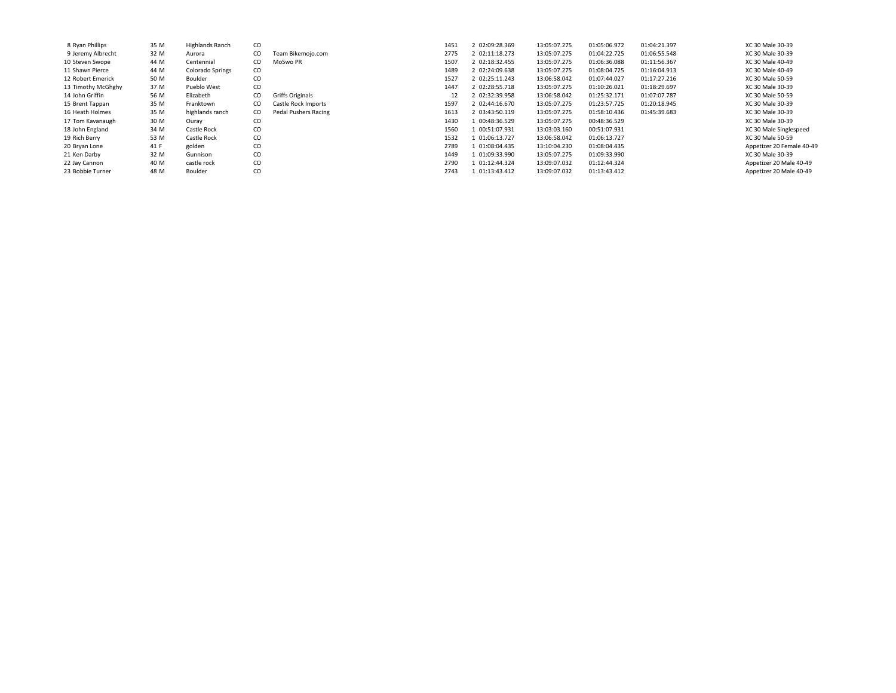| | | | | | | | | | | | | | |
|---|---|---|---|---|---|---|---|---|---|---|---|---|---|
| 8 | Ryan Phillips | 35 | M | Highlands Ranch | CO | | 1451 | 2 | 02:09:28.369 | 13:05:07.275 | 01:05:06.972 | 01:04:21.397 | XC 30 Male 30-39 |
| 9 | Jeremy Albrecht | 32 | M | Aurora | CO | Team Bikemojo.com | 2775 | 2 | 02:11:18.273 | 13:05:07.275 | 01:04:22.725 | 01:06:55.548 | XC 30 Male 30-39 |
| 10 | Steven Swope | 44 | M | Centennial | CO | MoSwo PR | 1507 | 2 | 02:18:32.455 | 13:05:07.275 | 01:06:36.088 | 01:11:56.367 | XC 30 Male 40-49 |
| 11 | Shawn Pierce | 44 | M | Colorado Springs | CO | | 1489 | 2 | 02:24:09.638 | 13:05:07.275 | 01:08:04.725 | 01:16:04.913 | XC 30 Male 40-49 |
| 12 | Robert Emerick | 50 | M | Boulder | CO | | 1527 | 2 | 02:25:11.243 | 13:06:58.042 | 01:07:44.027 | 01:17:27.216 | XC 30 Male 50-59 |
| 13 | Timothy McGhghy | 37 | M | Pueblo West | CO | | 1447 | 2 | 02:28:55.718 | 13:05:07.275 | 01:10:26.021 | 01:18:29.697 | XC 30 Male 30-39 |
| 14 | John Griffin | 56 | M | Elizabeth | CO | Griffs Originals | 12 | 2 | 02:32:39.958 | 13:06:58.042 | 01:25:32.171 | 01:07:07.787 | XC 30 Male 50-59 |
| 15 | Brent Tappan | 35 | M | Franktown | CO | Castle Rock Imports | 1597 | 2 | 02:44:16.670 | 13:05:07.275 | 01:23:57.725 | 01:20:18.945 | XC 30 Male 30-39 |
| 16 | Heath Holmes | 35 | M | highlands ranch | CO | Pedal Pushers Racing | 1613 | 2 | 03:43:50.119 | 13:05:07.275 | 01:58:10.436 | 01:45:39.683 | XC 30 Male 30-39 |
| 17 | Tom Kavanaugh | 30 | M | Ouray | CO | | 1430 | 1 | 00:48:36.529 | 13:05:07.275 | 00:48:36.529 | | XC 30 Male 30-39 |
| 18 | John England | 34 | M | Castle Rock | CO | | 1560 | 1 | 00:51:07.931 | 13:03:03.160 | 00:51:07.931 | | XC 30 Male Singlespeed |
| 19 | Rich Berry | 53 | M | Castle Rock | CO | | 1532 | 1 | 01:06:13.727 | 13:06:58.042 | 01:06:13.727 | | XC 30 Male 50-59 |
| 20 | Bryan Lone | 41 | F | golden | CO | | 2789 | 1 | 01:08:04.435 | 13:10:04.230 | 01:08:04.435 | | Appetizer 20 Female 40-49 |
| 21 | Ken Darby | 32 | M | Gunnison | CO | | 1449 | 1 | 01:09:33.990 | 13:05:07.275 | 01:09:33.990 | | XC 30 Male 30-39 |
| 22 | Jay Cannon | 40 | M | castle rock | CO | | 2790 | 1 | 01:12:44.324 | 13:09:07.032 | 01:12:44.324 | | Appetizer 20 Male 40-49 |
| 23 | Bobbie Turner | 48 | M | Boulder | CO | | 2743 | 1 | 01:13:43.412 | 13:09:07.032 | 01:13:43.412 | | Appetizer 20 Male 40-49 |